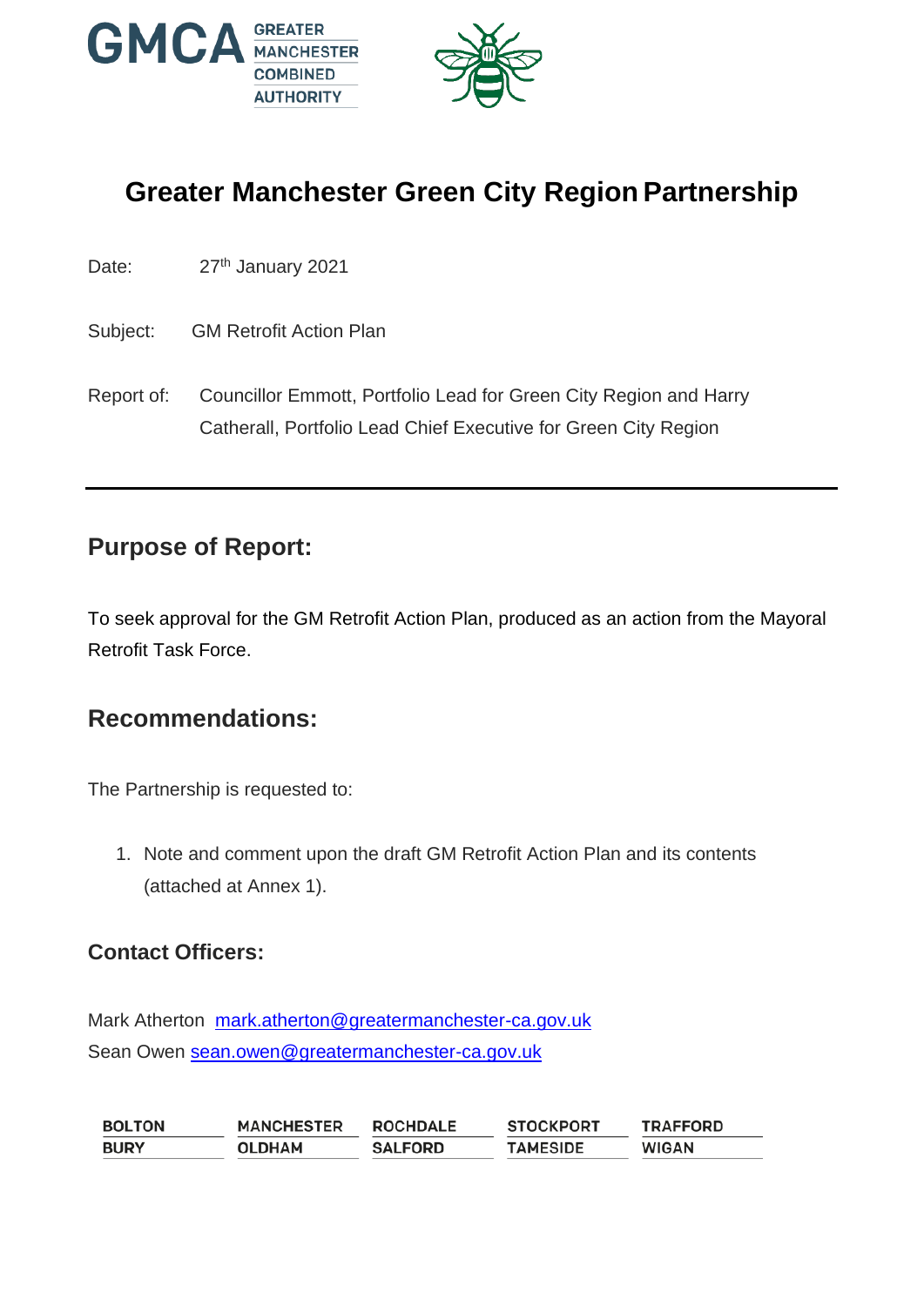# Greater Manchester Green City Region Partnership

Date: 27th January 2021

Subject: GM Retrofit Action Plan

Report of: Councillor Emmott, Portfolio Lead for Green City Region and Harry Catherall, Portfolio Lead Chief Executive for Green City Region

## Purpose of Report:

To seek approval for the GM Retrofit Action Plan, produced as an action from the Mayoral Retrofit Task Force.

## Recommendations:

The Partnership is requested to:

1. Note and comment upon the draft GM Retrofit Action Plan and its contents (attached at Annex 1).

### Contact Officers:

Mark Atherton mark.atherton@greatermanchester-ca.gov.uk
Sean Owen sean.owen@greatermanchester-ca.gov.uk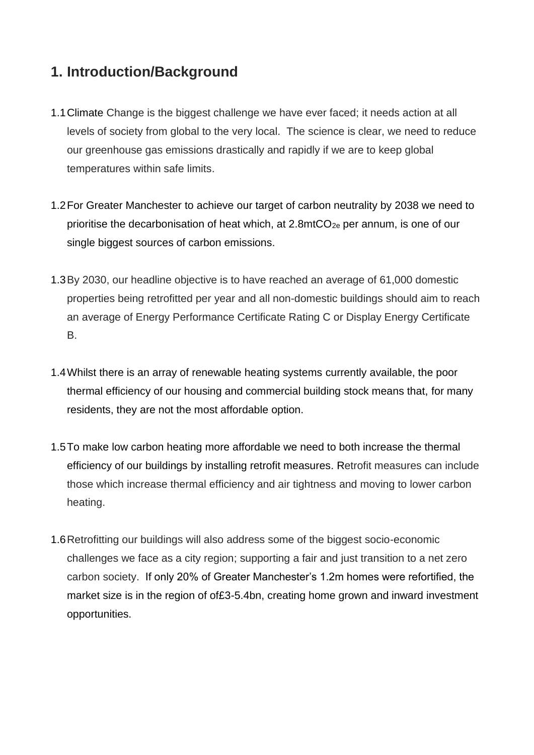## 1. Introduction/Background

1.1 Climate Change is the biggest challenge we have ever faced; it needs action at all levels of society from global to the very local. The science is clear, we need to reduce our greenhouse gas emissions drastically and rapidly if we are to keep global temperatures within safe limits.

1.2 For Greater Manchester to achieve our target of carbon neutrality by 2038 we need to prioritise the decarbonisation of heat which, at 2.8mt$CO_{2e}$ per annum, is one of our single biggest sources of carbon emissions.

1.3 By 2030, our headline objective is to have reached an average of 61,000 domestic properties being retrofitted per year and all non-domestic buildings should aim to reach an average of Energy Performance Certificate Rating C or Display Energy Certificate B.

1.4 Whilst there is an array of renewable heating systems currently available, the poor thermal efficiency of our housing and commercial building stock means that, for many residents, they are not the most affordable option.

1.5 To make low carbon heating more affordable we need to both increase the thermal efficiency of our buildings by installing retrofit measures. Retrofit measures can include those which increase thermal efficiency and air tightness and moving to lower carbon heating.

1.6 Retrofitting our buildings will also address some of the biggest socio-economic challenges we face as a city region; supporting a fair and just transition to a net zero carbon society. If only 20% of Greater Manchester's 1.2m homes were refortified, the market size is in the region of of£3-5.4bn, creating home grown and inward investment opportunities.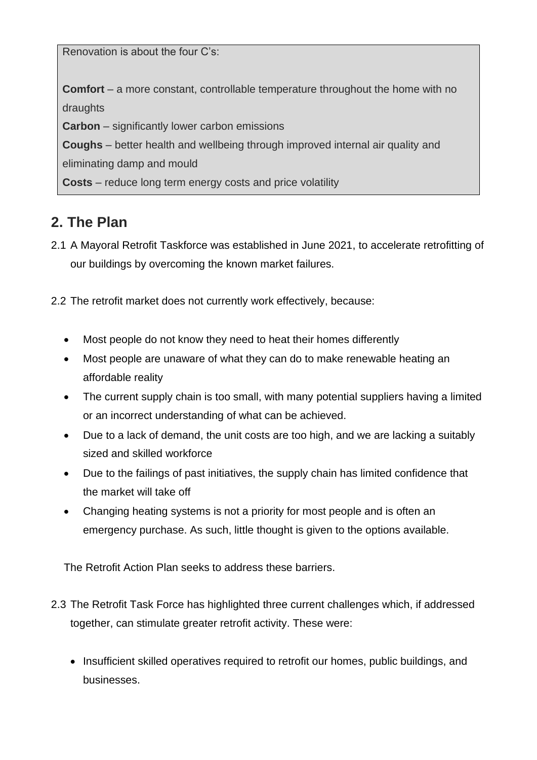Renovation is about the four C's:

**Comfort** – a more constant, controllable temperature throughout the home with no draughts
**Carbon** – significantly lower carbon emissions
**Coughs** – better health and wellbeing through improved internal air quality and eliminating damp and mould
**Costs** – reduce long term energy costs and price volatility

## 2. The Plan

2.1 A Mayoral Retrofit Taskforce was established in June 2021, to accelerate retrofitting of our buildings by overcoming the known market failures.

2.2 The retrofit market does not currently work effectively, because:

- Most people do not know they need to heat their homes differently
- Most people are unaware of what they can do to make renewable heating an affordable reality
- The current supply chain is too small, with many potential suppliers having a limited or an incorrect understanding of what can be achieved.
- Due to a lack of demand, the unit costs are too high, and we are lacking a suitably sized and skilled workforce
- Due to the failings of past initiatives, the supply chain has limited confidence that the market will take off
- Changing heating systems is not a priority for most people and is often an emergency purchase. As such, little thought is given to the options available.

The Retrofit Action Plan seeks to address these barriers.

2.3 The Retrofit Task Force has highlighted three current challenges which, if addressed together, can stimulate greater retrofit activity. These were:

- Insufficient skilled operatives required to retrofit our homes, public buildings, and businesses.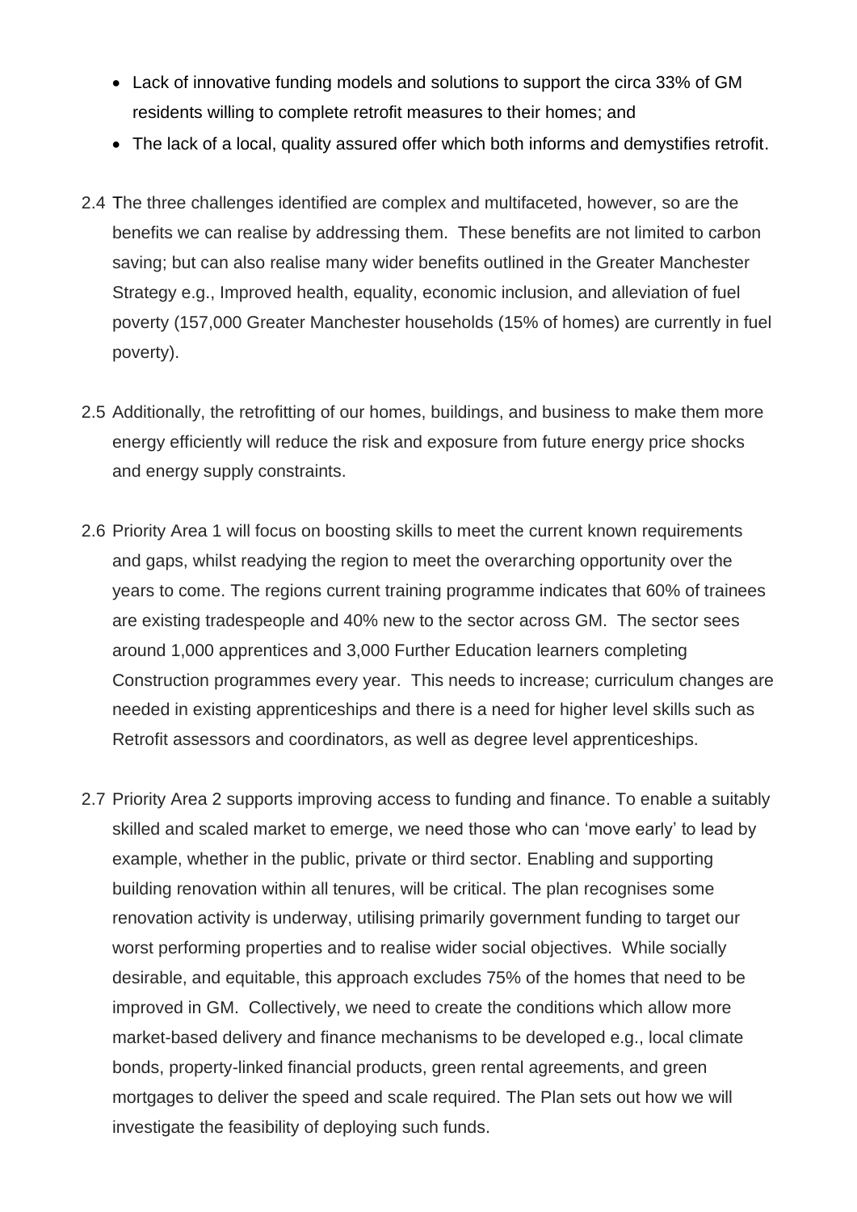- Lack of innovative funding models and solutions to support the circa 33% of GM residents willing to complete retrofit measures to their homes; and
- The lack of a local, quality assured offer which both informs and demystifies retrofit.

2.4 The three challenges identified are complex and multifaceted, however, so are the benefits we can realise by addressing them. These benefits are not limited to carbon saving; but can also realise many wider benefits outlined in the Greater Manchester Strategy e.g., Improved health, equality, economic inclusion, and alleviation of fuel poverty (157,000 Greater Manchester households (15% of homes) are currently in fuel poverty).

2.5 Additionally, the retrofitting of our homes, buildings, and business to make them more energy efficiently will reduce the risk and exposure from future energy price shocks and energy supply constraints.

2.6 Priority Area 1 will focus on boosting skills to meet the current known requirements and gaps, whilst readying the region to meet the overarching opportunity over the years to come. The regions current training programme indicates that 60% of trainees are existing tradespeople and 40% new to the sector across GM. The sector sees around 1,000 apprentices and 3,000 Further Education learners completing Construction programmes every year. This needs to increase; curriculum changes are needed in existing apprenticeships and there is a need for higher level skills such as Retrofit assessors and coordinators, as well as degree level apprenticeships.

2.7 Priority Area 2 supports improving access to funding and finance. To enable a suitably skilled and scaled market to emerge, we need those who can 'move early' to lead by example, whether in the public, private or third sector. Enabling and supporting building renovation within all tenures, will be critical. The plan recognises some renovation activity is underway, utilising primarily government funding to target our worst performing properties and to realise wider social objectives. While socially desirable, and equitable, this approach excludes 75% of the homes that need to be improved in GM. Collectively, we need to create the conditions which allow more market-based delivery and finance mechanisms to be developed e.g., local climate bonds, property-linked financial products, green rental agreements, and green mortgages to deliver the speed and scale required. The Plan sets out how we will investigate the feasibility of deploying such funds.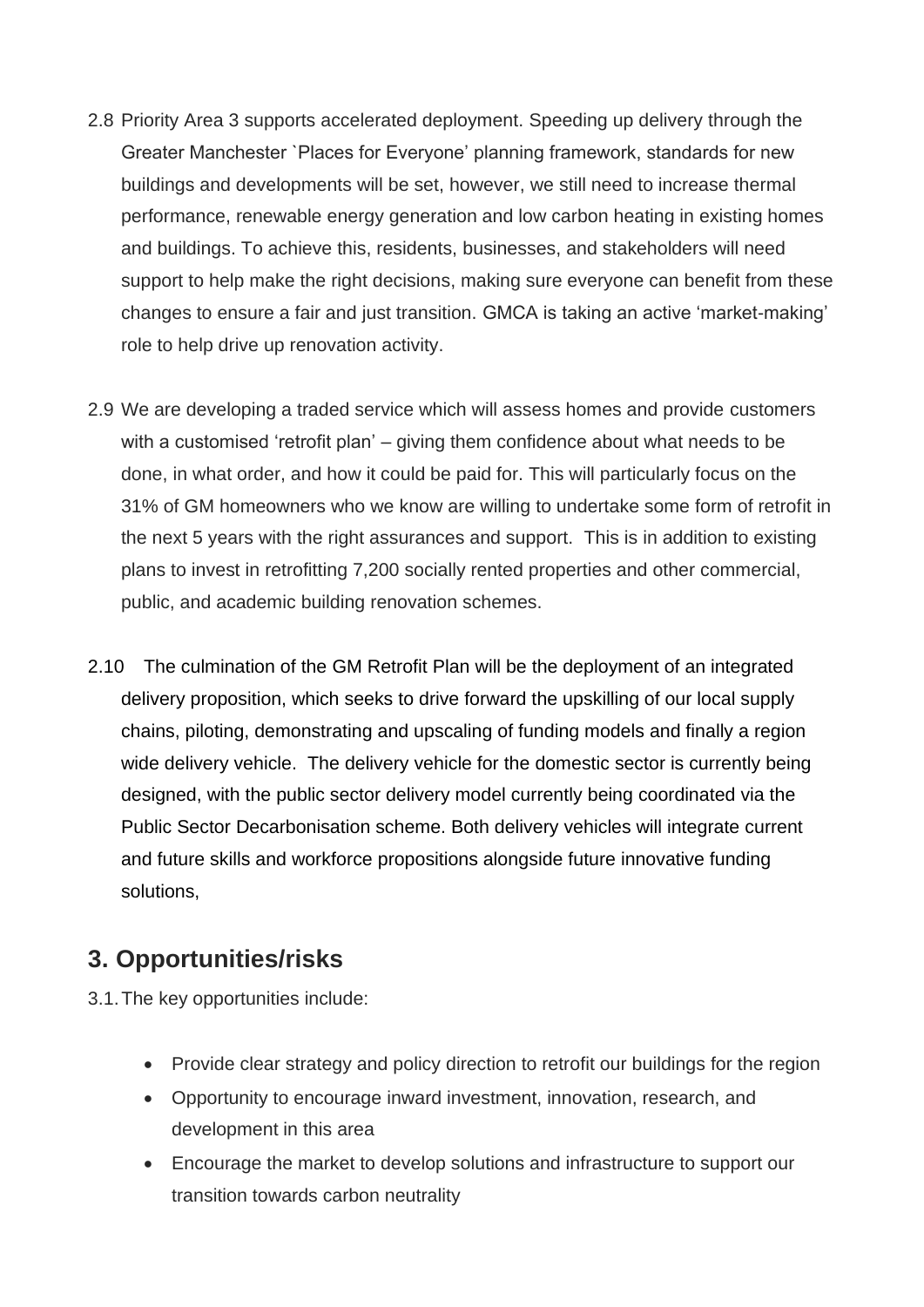2.8 Priority Area 3 supports accelerated deployment. Speeding up delivery through the Greater Manchester `Places for Everyone' planning framework, standards for new buildings and developments will be set, however, we still need to increase thermal performance, renewable energy generation and low carbon heating in existing homes and buildings. To achieve this, residents, businesses, and stakeholders will need support to help make the right decisions, making sure everyone can benefit from these changes to ensure a fair and just transition. GMCA is taking an active 'market-making' role to help drive up renovation activity.

2.9 We are developing a traded service which will assess homes and provide customers with a customised 'retrofit plan' – giving them confidence about what needs to be done, in what order, and how it could be paid for. This will particularly focus on the 31% of GM homeowners who we know are willing to undertake some form of retrofit in the next 5 years with the right assurances and support. This is in addition to existing plans to invest in retrofitting 7,200 socially rented properties and other commercial, public, and academic building renovation schemes.

2.10 The culmination of the GM Retrofit Plan will be the deployment of an integrated delivery proposition, which seeks to drive forward the upskilling of our local supply chains, piloting, demonstrating and upscaling of funding models and finally a region wide delivery vehicle. The delivery vehicle for the domestic sector is currently being designed, with the public sector delivery model currently being coordinated via the Public Sector Decarbonisation scheme. Both delivery vehicles will integrate current and future skills and workforce propositions alongside future innovative funding solutions,

## 3. Opportunities/risks

3.1. The key opportunities include:

- Provide clear strategy and policy direction to retrofit our buildings for the region
- Opportunity to encourage inward investment, innovation, research, and development in this area
- Encourage the market to develop solutions and infrastructure to support our transition towards carbon neutrality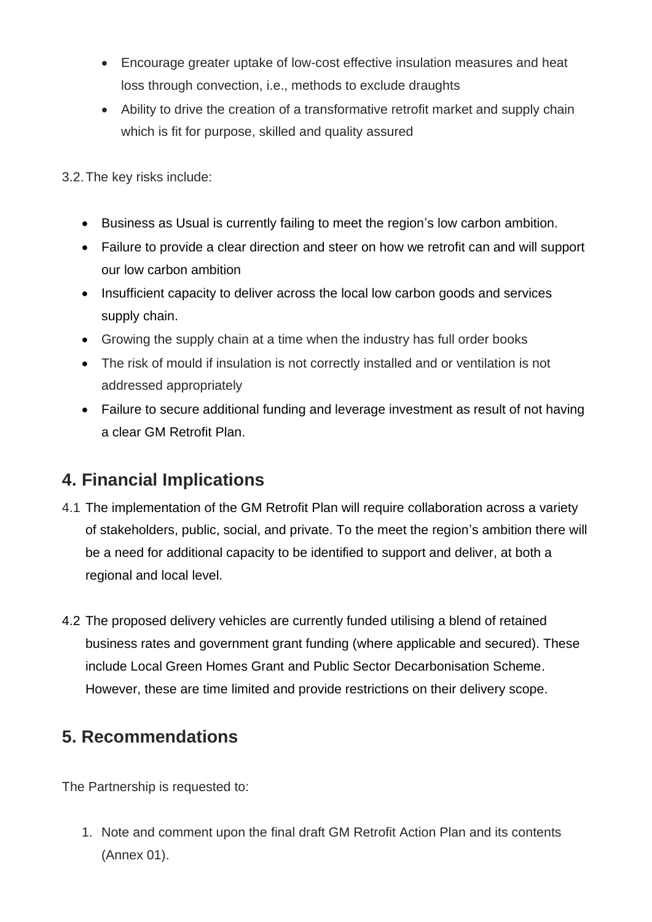- Encourage greater uptake of low-cost effective insulation measures and heat loss through convection, i.e., methods to exclude draughts
- Ability to drive the creation of a transformative retrofit market and supply chain which is fit for purpose, skilled and quality assured

3.2. The key risks include:

- Business as Usual is currently failing to meet the region's low carbon ambition.
- Failure to provide a clear direction and steer on how we retrofit can and will support our low carbon ambition
- Insufficient capacity to deliver across the local low carbon goods and services supply chain.
- Growing the supply chain at a time when the industry has full order books
- The risk of mould if insulation is not correctly installed and or ventilation is not addressed appropriately
- Failure to secure additional funding and leverage investment as result of not having a clear GM Retrofit Plan.

## 4. Financial Implications

4.1 The implementation of the GM Retrofit Plan will require collaboration across a variety of stakeholders, public, social, and private. To the meet the region's ambition there will be a need for additional capacity to be identified to support and deliver, at both a regional and local level.

4.2 The proposed delivery vehicles are currently funded utilising a blend of retained business rates and government grant funding (where applicable and secured). These include Local Green Homes Grant and Public Sector Decarbonisation Scheme. However, these are time limited and provide restrictions on their delivery scope.

## 5. Recommendations

The Partnership is requested to:

1. Note and comment upon the final draft GM Retrofit Action Plan and its contents (Annex 01).